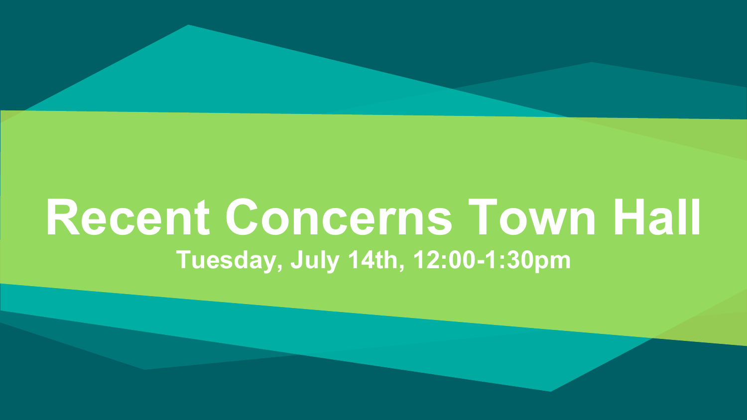# Recent Concerns Town Hall

**Tuesday, July 14th, 12:00-1:30pm**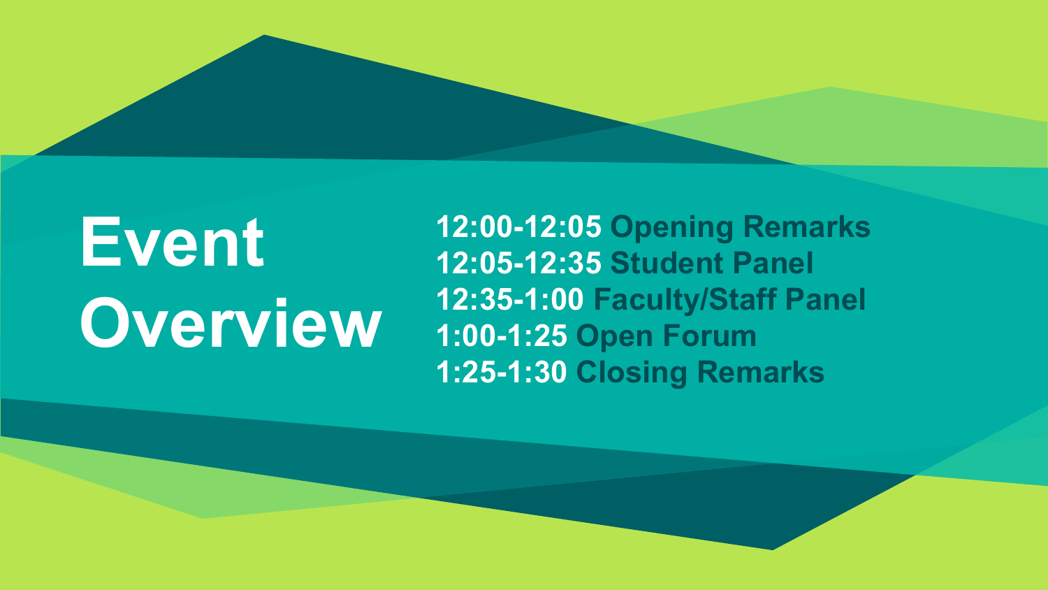# Event Overview

**12:00-12:05** Opening Remarks
**12:05-12:35** Student Panel
**12:35-1:00** Faculty/Staff Panel
**1:00-1:25** Open Forum
**1:25-1:30** Closing Remarks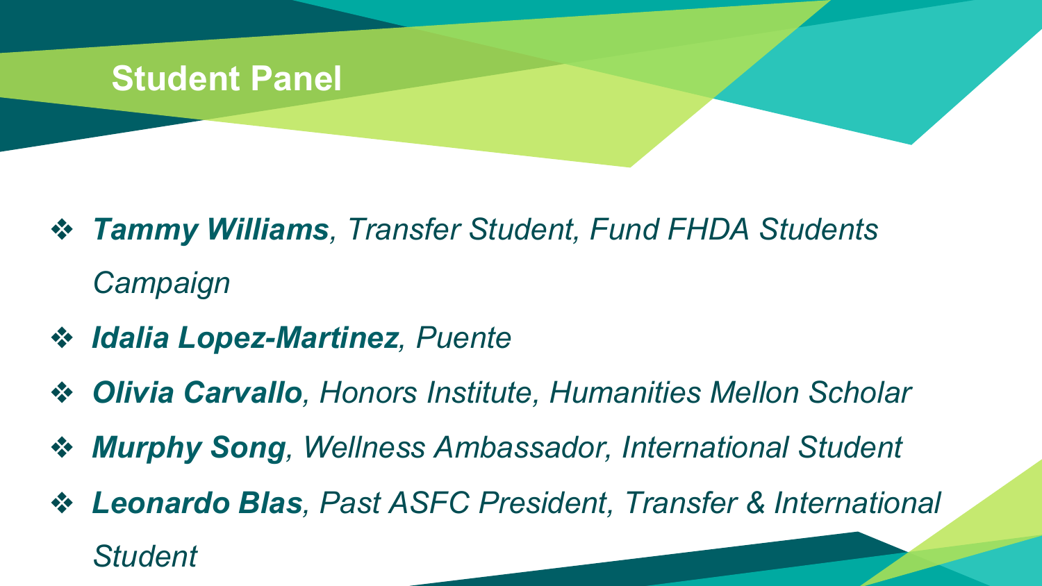# Student Panel

- ***Tammy Williams**, Transfer Student, Fund FHDA Students Campaign*
- ***Idalia Lopez-Martinez**, Puente*
- ***Olivia Carvallo**, Honors Institute, Humanities Mellon Scholar*
- ***Murphy Song**, Wellness Ambassador, International Student*
- ***Leonardo Blas**, Past ASFC President, Transfer & International Student*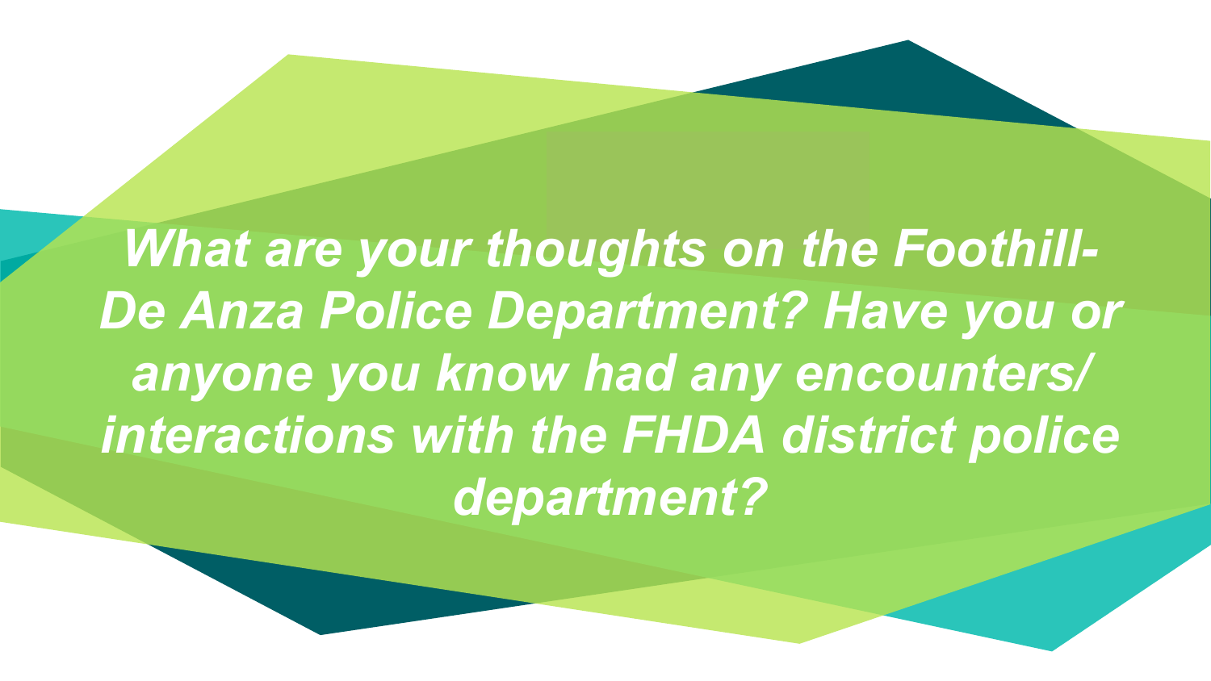***What are your thoughts on the Foothill-De Anza Police Department? Have you or anyone you know had any encounters/ interactions with the FHDA district police department?***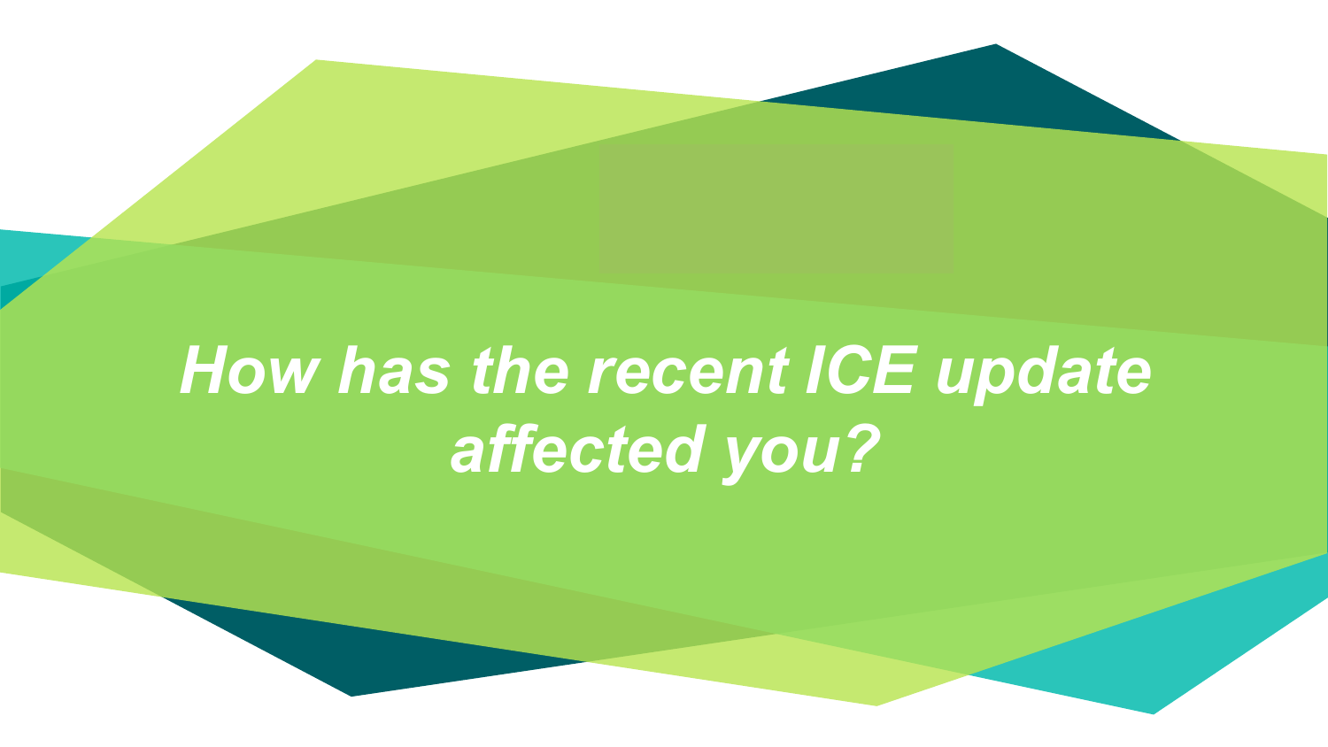# *How has the recent ICE update affected you?*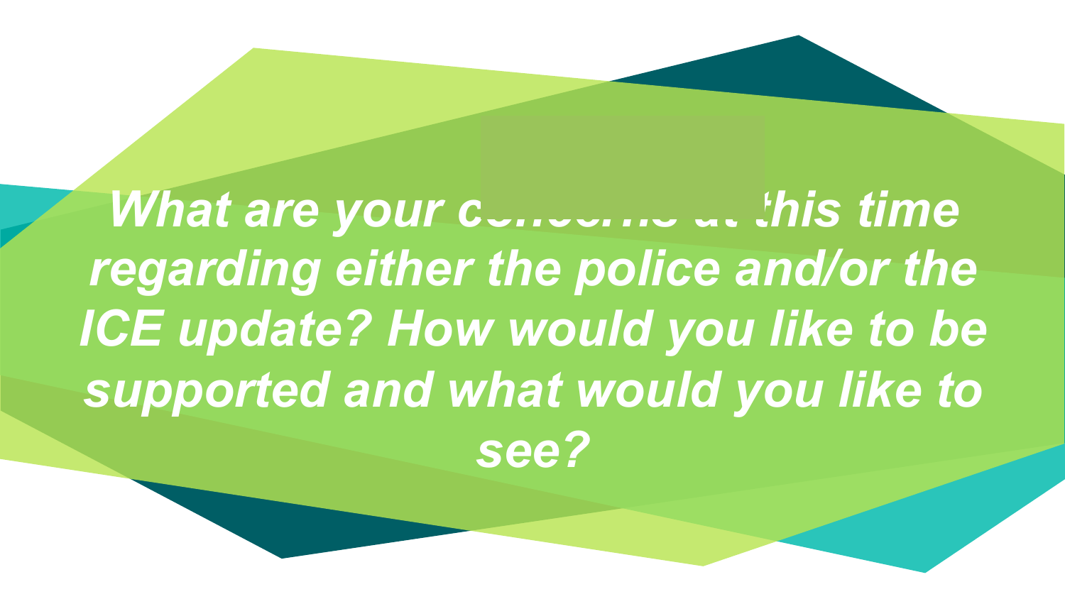***What are your concerns at this time regarding either the police and/or the ICE update? How would you like to be supported and what would you like to see?***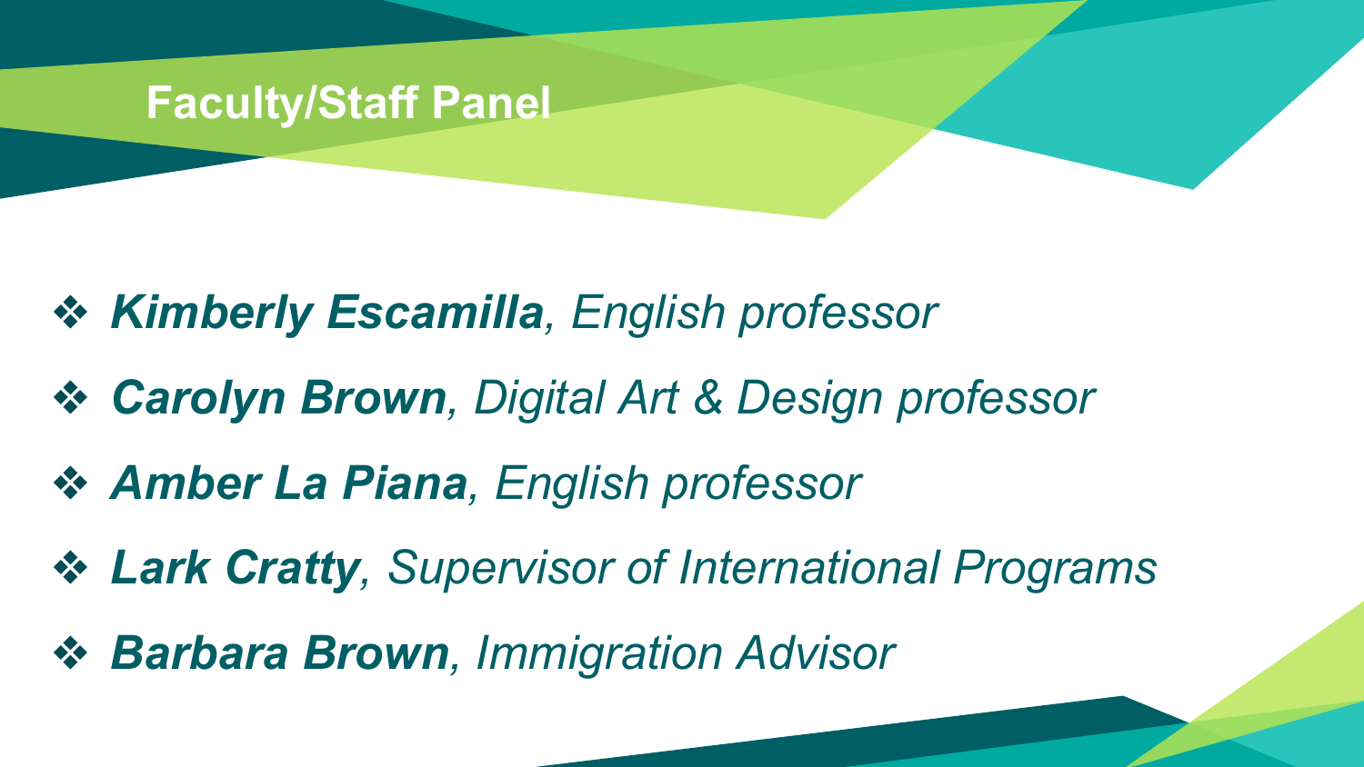# Faculty/Staff Panel

- ***Kimberly Escamilla**, English professor*
- ***Carolyn Brown**, Digital Art & Design professor*
- ***Amber La Piana**, English professor*
- ***Lark Cratty**, Supervisor of International Programs*
- ***Barbara Brown**, Immigration Advisor*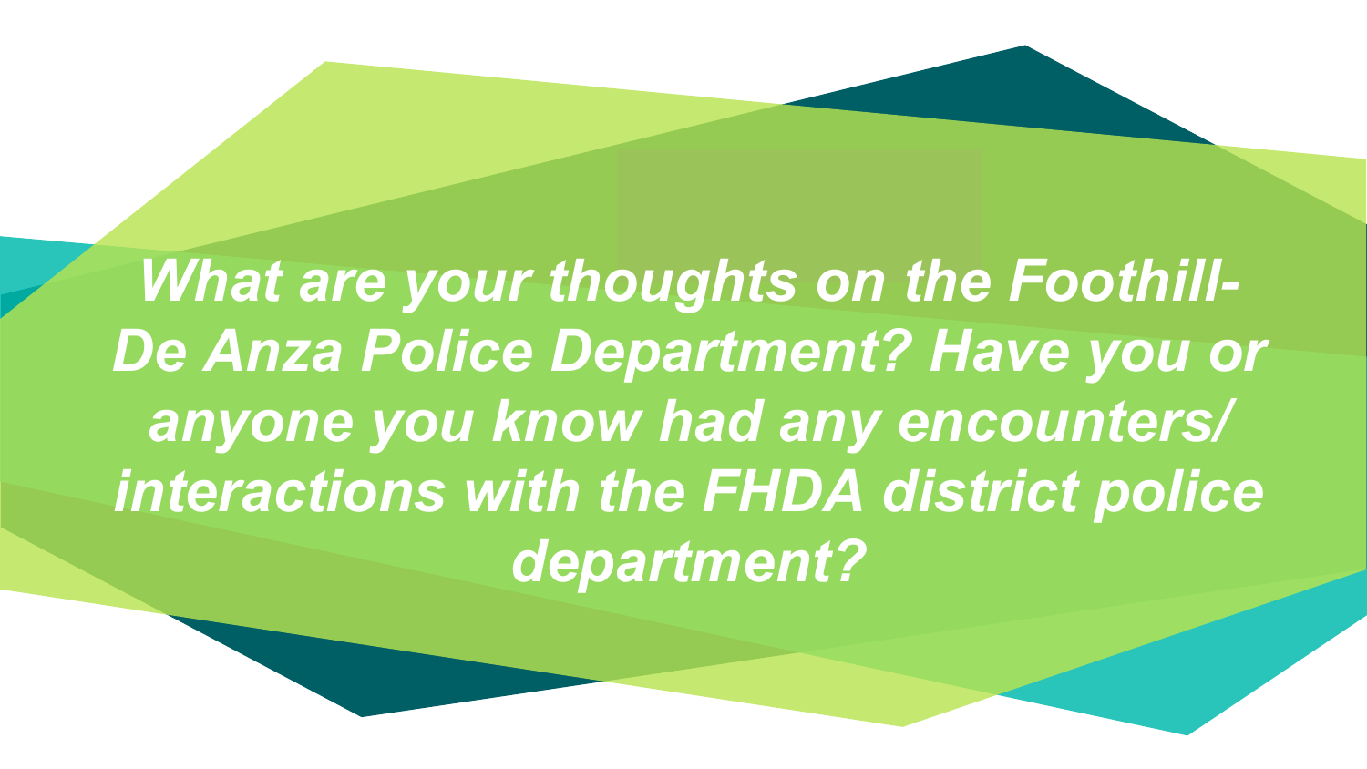***What are your thoughts on the Foothill-De Anza Police Department? Have you or anyone you know had any encounters/ interactions with the FHDA district police department?***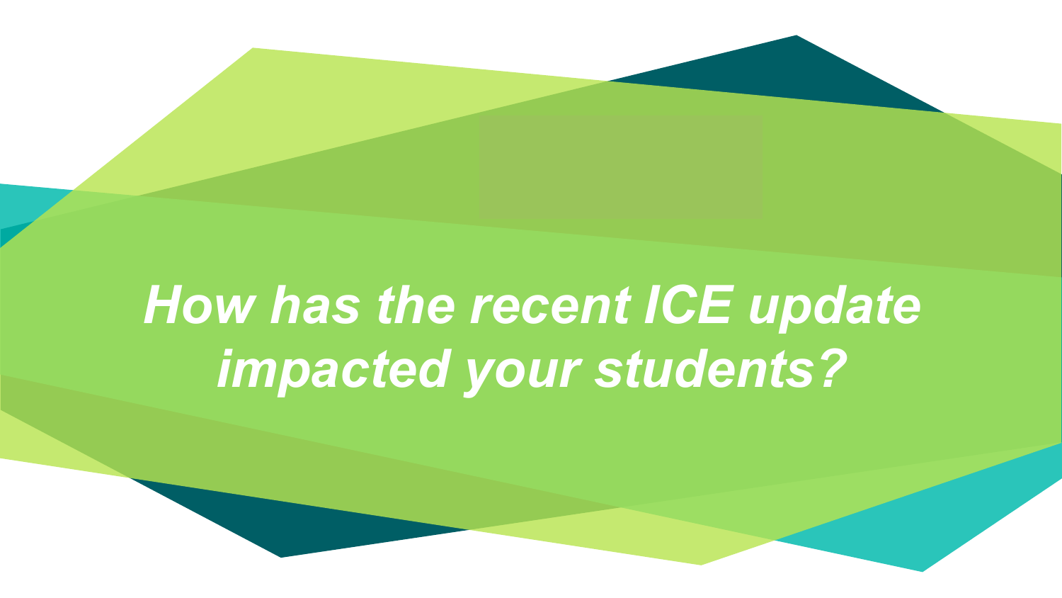***How has the recent ICE update impacted your students?***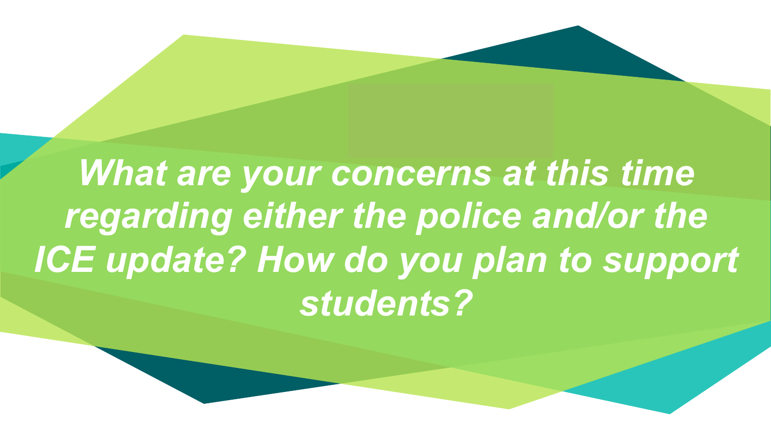***What are your concerns at this time regarding either the police and/or the ICE update? How do you plan to support students?***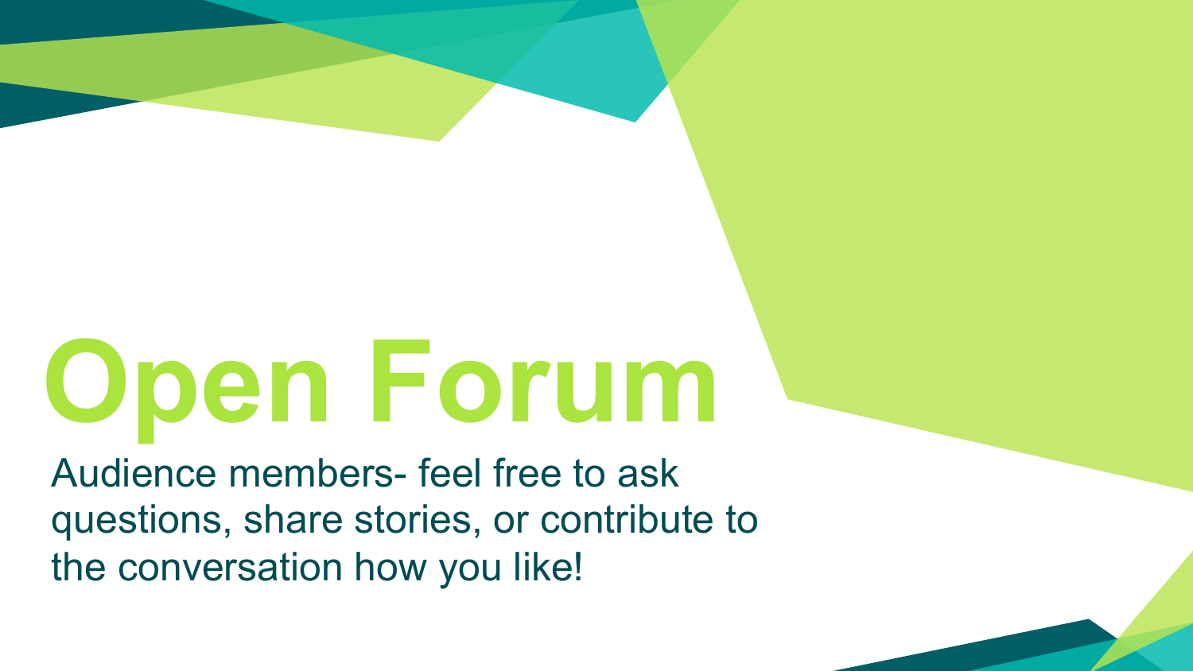# Open Forum

Audience members- feel free to ask questions, share stories, or contribute to the conversation how you like!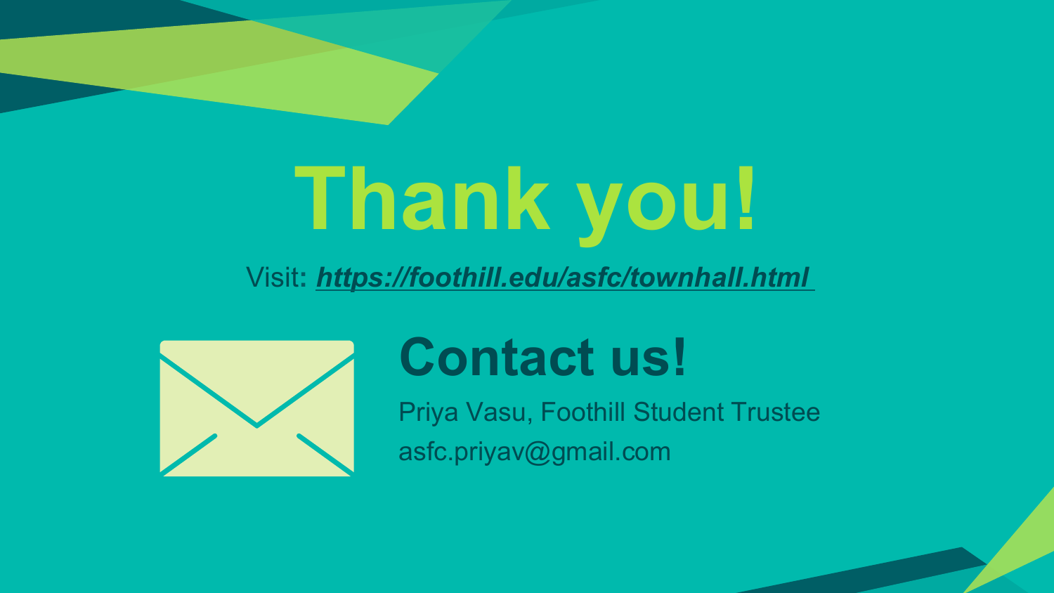# Thank you!

Visit: ***https://foothill.edu/asfc/townhall.html***

## Contact us!

Priya Vasu, Foothill Student Trustee

asfc.priyav@gmail.com